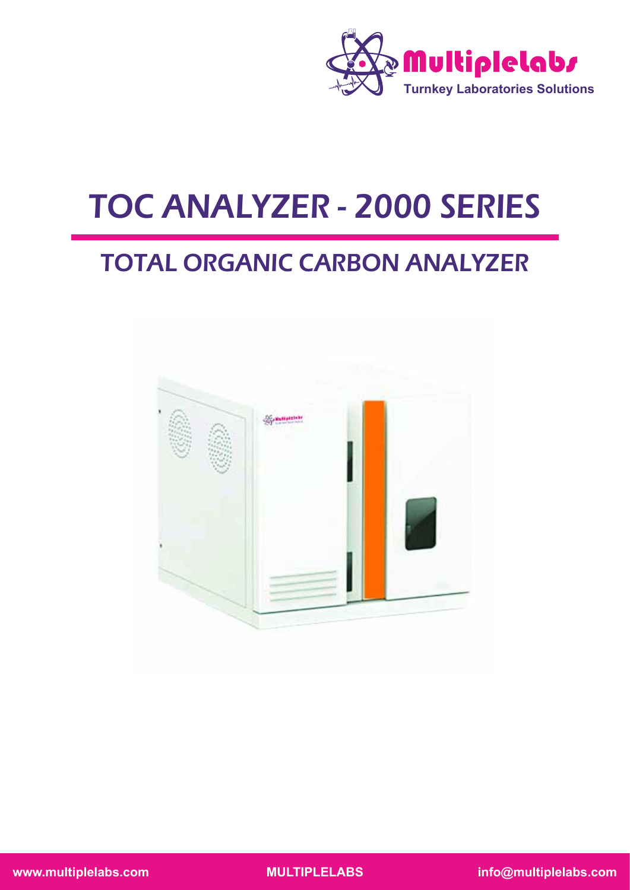Multiplelabs

Turnkey Laboratories Solutions

# TOC ANALYZER - 2000 SERIES

## TOTAL ORGANIC CARBON ANALYZER

www.multiplelabs.com MULTIPLELABS info@multiplelabs.com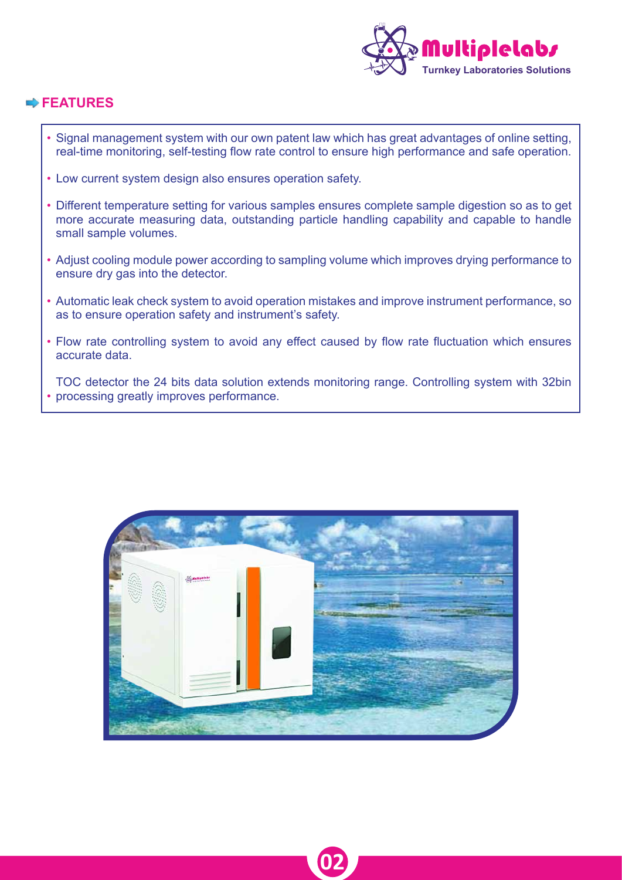## FEATURES

- Signal management system with our own patent law which has great advantages of online setting, real-time monitoring, self-testing flow rate control to ensure high performance and safe operation.
- Low current system design also ensures operation safety.
- Different temperature setting for various samples ensures complete sample digestion so as to get more accurate measuring data, outstanding particle handling capability and capable to handle small sample volumes.
- Adjust cooling module power according to sampling volume which improves drying performance to ensure dry gas into the detector.
- Automatic leak check system to avoid operation mistakes and improve instrument performance, so as to ensure operation safety and instrument's safety.
- Flow rate controlling system to avoid any effect caused by flow rate fluctuation which ensures accurate data.
- TOC detector the 24 bits data solution extends monitoring range. Controlling system with 32bin processing greatly improves performance.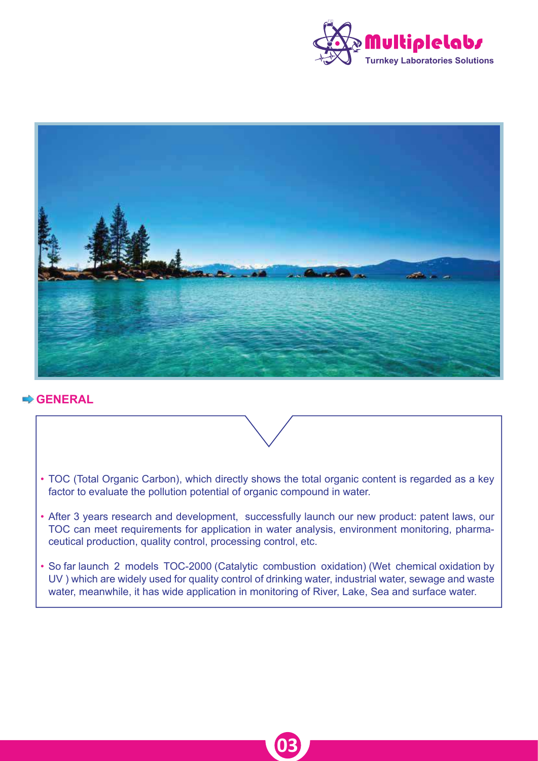## GENERAL

- TOC (Total Organic Carbon), which directly shows the total organic content is regarded as a key factor to evaluate the pollution potential of organic compound in water.
- After 3 years research and development, successfully launch our new product: patent laws, our TOC can meet requirements for application in water analysis, environment monitoring, pharmaceutical production, quality control, processing control, etc.
- So far launch 2 models TOC-2000 (Catalytic combustion oxidation) (Wet chemical oxidation by UV ) which are widely used for quality control of drinking water, industrial water, sewage and waste water, meanwhile, it has wide application in monitoring of River, Lake, Sea and surface water.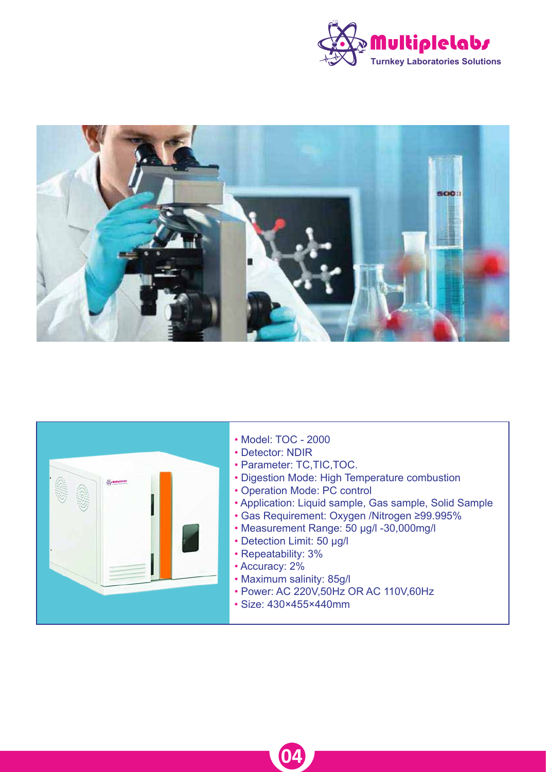- Model: TOC - 2000
- Detector: NDIR
- Parameter: TC,TIC,TOC.
- Digestion Mode: High Temperature combustion
- Operation Mode: PC control
- Application: Liquid sample, Gas sample, Solid Sample
- Gas Requirement: Oxygen /Nitrogen ≥99.995%
- Measurement Range: 50 μg/l -30,000mg/l
- Detection Limit: 50 μg/l
- Repeatability: 3%
- Accuracy: 2%
- Maximum salinity: 85g/l
- Power: AC 220V,50Hz OR AC 110V,60Hz
- Size: 430×455×440mm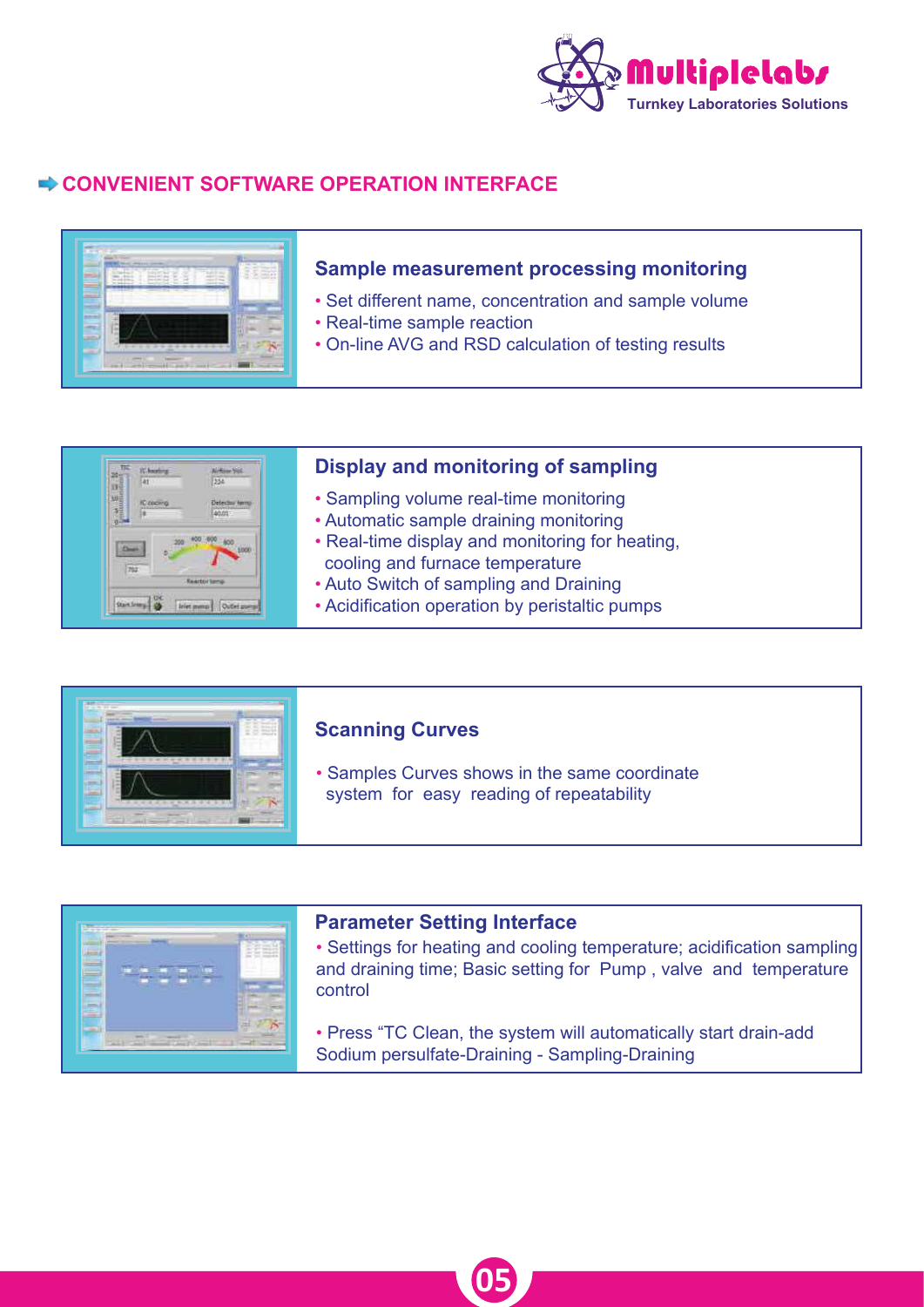## CONVENIENT SOFTWARE OPERATION INTERFACE

### Sample measurement processing monitoring

- Set different name, concentration and sample volume
- Real-time sample reaction
- On-line AVG and RSD calculation of testing results

### Display and monitoring of sampling

- Sampling volume real-time monitoring
- Automatic sample draining monitoring
- Real-time display and monitoring for heating, cooling and furnace temperature
- Auto Switch of sampling and Draining
- Acidification operation by peristaltic pumps

### Scanning Curves

- Samples Curves shows in the same coordinate system for easy reading of repeatability

### Parameter Setting Interface

- Settings for heating and cooling temperature; acidification sampling and draining time; Basic setting for Pump , valve and temperature control

- Press "TC Clean, the system will automatically start drain-add Sodium persulfate-Draining - Sampling-Draining